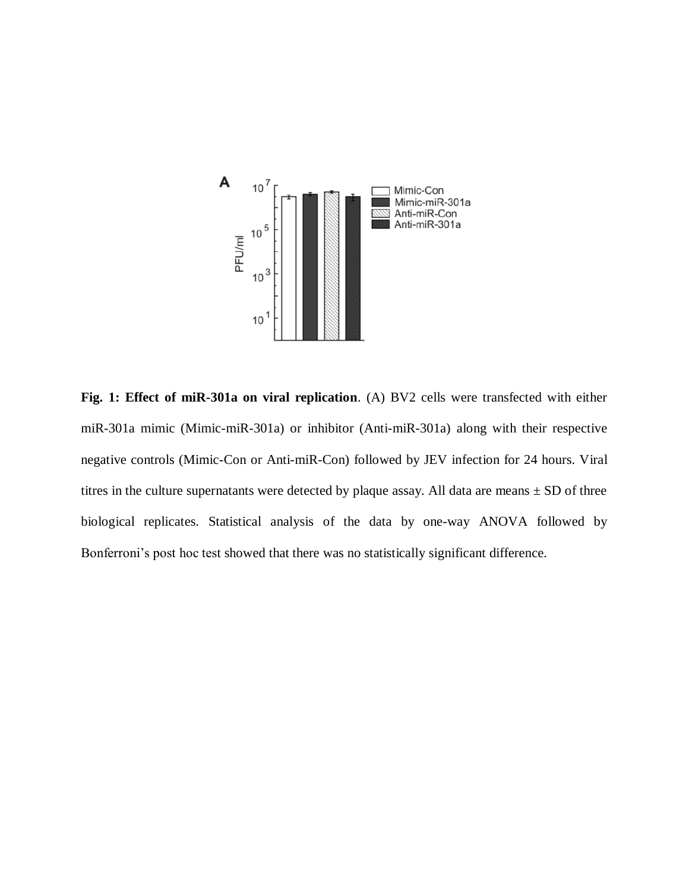**Fig. 1: Effect of miR-301a on viral replication**. (A) BV2 cells were transfected with either miR-301a mimic (Mimic-miR-301a) or inhibitor (Anti-miR-301a) along with their respective negative controls (Mimic-Con or Anti-miR-Con) followed by JEV infection for 24 hours. Viral titres in the culture supernatants were detected by plaque assay. All data are means ± SD of three biological replicates. Statistical analysis of the data by one-way ANOVA followed by Bonferroni's post hoc test showed that there was no statistically significant difference.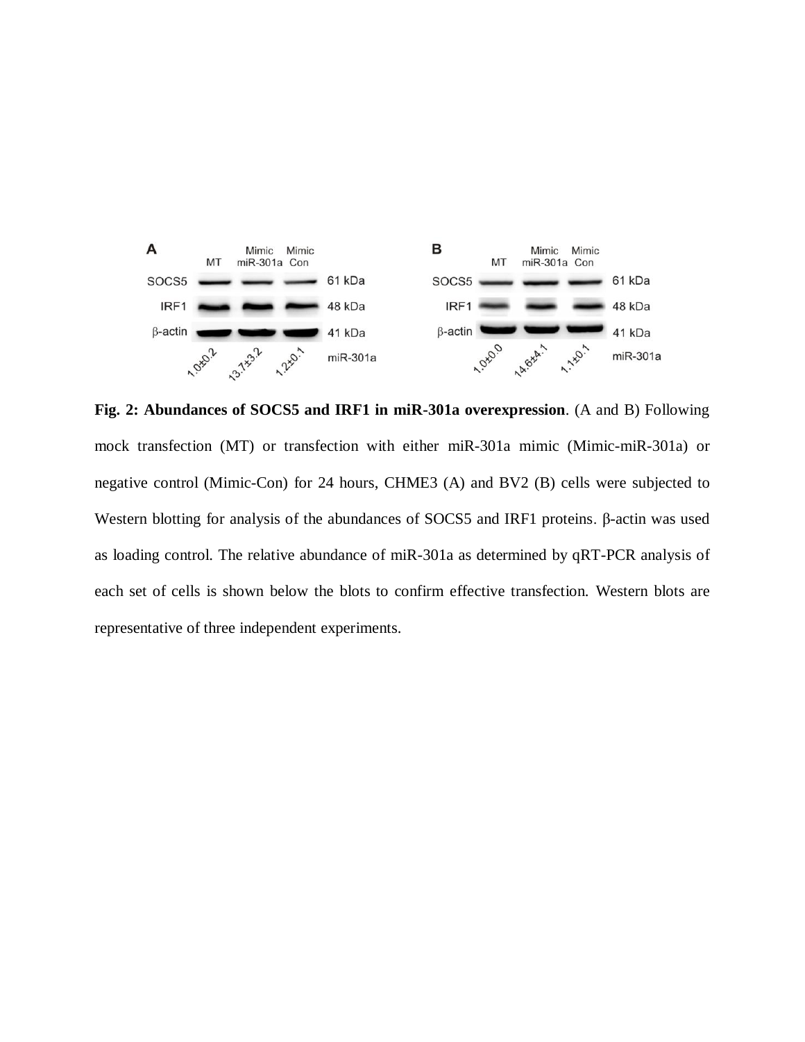**Fig. 2: Abundances of SOCS5 and IRF1 in miR-301a overexpression**. (A and B) Following mock transfection (MT) or transfection with either miR-301a mimic (Mimic-miR-301a) or negative control (Mimic-Con) for 24 hours, CHME3 (A) and BV2 (B) cells were subjected to Western blotting for analysis of the abundances of SOCS5 and IRF1 proteins. β-actin was used as loading control. The relative abundance of miR-301a as determined by qRT-PCR analysis of each set of cells is shown below the blots to confirm effective transfection. Western blots are representative of three independent experiments.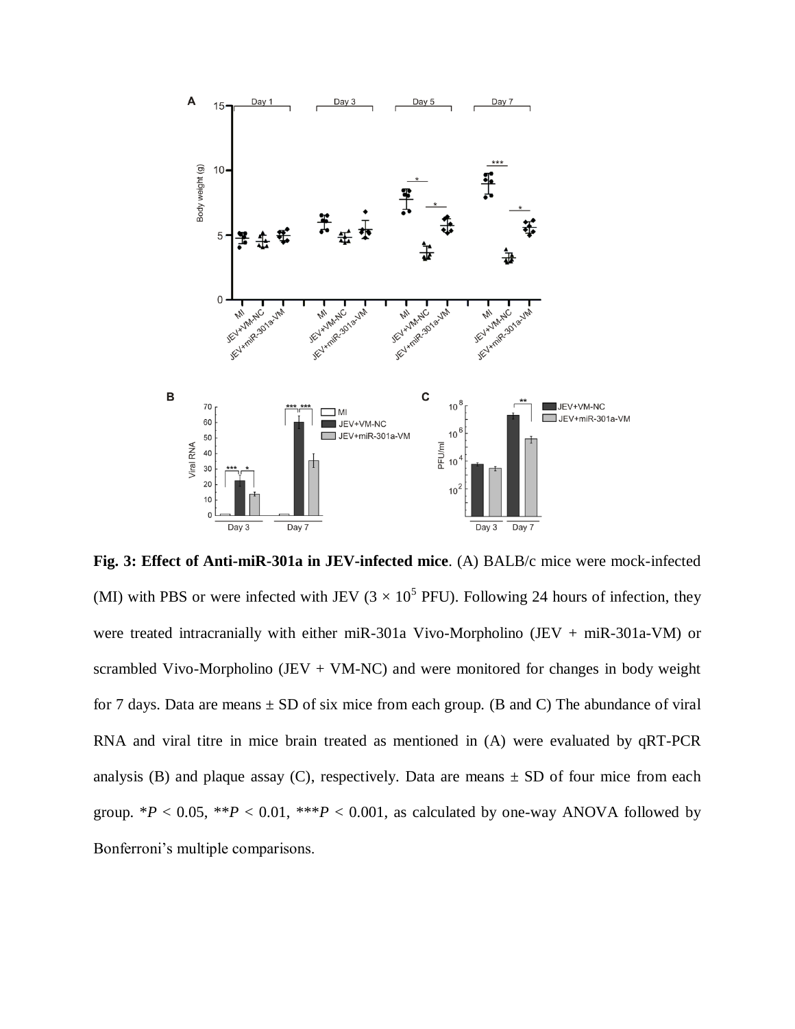**Fig. 3: Effect of Anti-miR-301a in JEV-infected mice**. (A) BALB/c mice were mock-infected (MI) with PBS or were infected with JEV ($3 \times 10^5$ PFU). Following 24 hours of infection, they were treated intracranially with either miR-301a Vivo-Morpholino (JEV + miR-301a-VM) or scrambled Vivo-Morpholino (JEV + VM-NC) and were monitored for changes in body weight for 7 days. Data are means ± SD of six mice from each group. (B and C) The abundance of viral RNA and viral titre in mice brain treated as mentioned in (A) were evaluated by qRT-PCR analysis (B) and plaque assay (C), respectively. Data are means ± SD of four mice from each group. *$P < 0.05$, **$P < 0.01$, ***$P < 0.001$, as calculated by one-way ANOVA followed by Bonferroni's multiple comparisons.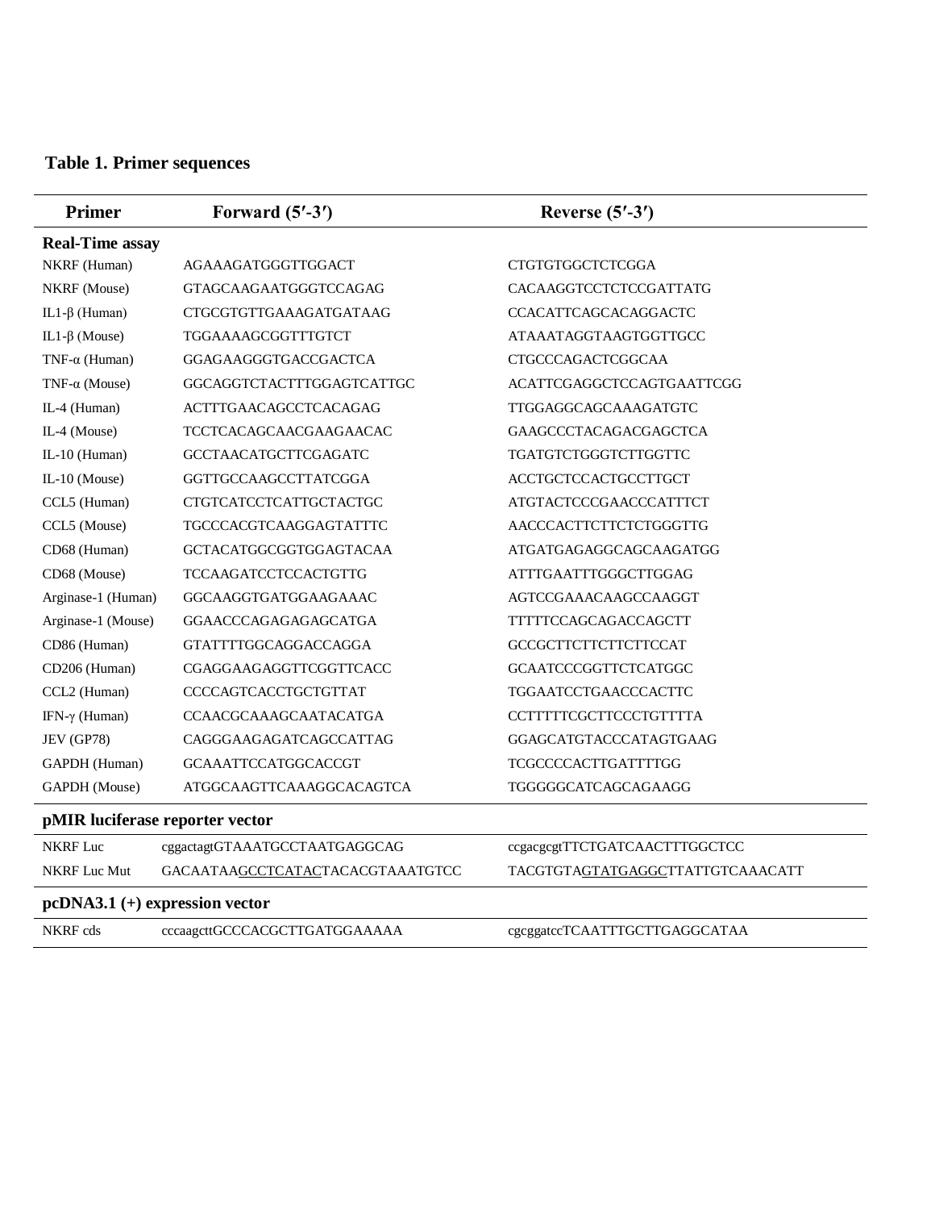**Table 1. Primer sequences**

| Primer | Forward (5′-3′) | Reverse (5′-3′) |
|---|---|---|
| **Real-Time assay** | | |
| NKRF (Human) | AGAAAGATGGGTTGGACT | CTGTGTGGCTCTCGGA |
| NKRF (Mouse) | GTAGCAAGAATGGGTCCAGAG | CACAAGGTCCTCTCCGATTATG |
| IL1-β (Human) | CTGCGTGTTGAAAGATGATAAG | CCACATTCAGCACAGGACTC |
| IL1-β (Mouse) | TGGAAAAGCGGTTTGTCT | ATAAATAGGTAAGTGGTTGCC |
| TNF-α (Human) | GGAGAAGGGTGACCGACTCA | CTGCCCAGACTCGGCAA |
| TNF-α (Mouse) | GGCAGGTCTACTTTGGAGTCATTGC | ACATTCGAGGCTCCAGTGAATTCGG |
| IL-4 (Human) | ACTTTGAACAGCCTCACAGAG | TTGGAGGCAGCAAAGATGTC |
| IL-4 (Mouse) | TCCTCACAGCAACGAAGAACAC | GAAGCCCTACAGACGAGCTCA |
| IL-10 (Human) | GCCTAACATGCTTCGAGATC | TGATGTCTGGGTCTTGGTTC |
| IL-10 (Mouse) | GGTTGCCAAGCCTTATCGGA | ACCTGCTCCACTGCCTTGCT |
| CCL5 (Human) | CTGTCATCCTCATTGCTACTGC | ATGTACTCCCGAACCCATTTCT |
| CCL5 (Mouse) | TGCCCACGTCAAGGAGTATTTC | AACCCACTTCTTCTCTGGGTTG |
| CD68 (Human) | GCTACATGGCGGTGGAGTACAA | ATGATGAGAGGCAGCAAGATGG |
| CD68 (Mouse) | TCCAAGATCCTCCACTGTTG | ATTTGAATTTGGGCTTGGAG |
| Arginase-1 (Human) | GGCAAGGTGATGGAAGAAAC | AGTCCGAAACAAGCCAAGGT |
| Arginase-1 (Mouse) | GGAACCCAGAGAGAGCATGA | TTTTTCCAGCAGACCAGCTT |
| CD86 (Human) | GTATTTTGGCAGGACCAGGA | GCCGCTTCTTCTTCTTCCAT |
| CD206 (Human) | CGAGGAAGAGGTTCGGTTCACC | GCAATCCCGGTTCTCATGGC |
| CCL2 (Human) | CCCCAGTCACCTGCTGTTAT | TGGAATCCTGAACCCACTTC |
| IFN-γ (Human) | CCAACGCAAAGCAATACATGA | CCTTTTTCGCTTCCCTGTTTTA |
| JEV (GP78) | CAGGGAAGAGATCAGCCATTAG | GGAGCATGTACCCATAGTGAAG |
| GAPDH (Human) | GCAAATTCCATGGCACCGT | TCGCCCCACTTGATTTTGG |
| GAPDH (Mouse) | ATGGCAAGTTCAAAGGCACAGTCA | TGGGGGCATCAGCAGAAGG |
| **pMIR luciferase reporter vector** | | |
| NKRF Luc | cggactagtGTAAATGCCTAATGAGGCAG | ccgacgcgtTTCTGATCAACTTTGGCTCC |
| NKRF Luc Mut | GACAATAA<u>GCCTCATAC</u>TACACGTAAATGTCC | TACGTGTA<u>GTATGAGGC</u>TTATTGTCAAACATT |
| **pcDNA3.1 (+) expression vector** | | |
| NKRF cds | cccaagcttGCCCACGCTTGATGGAAAAA | cgcggatccTCAATTTGCTTGAGGCATAA |